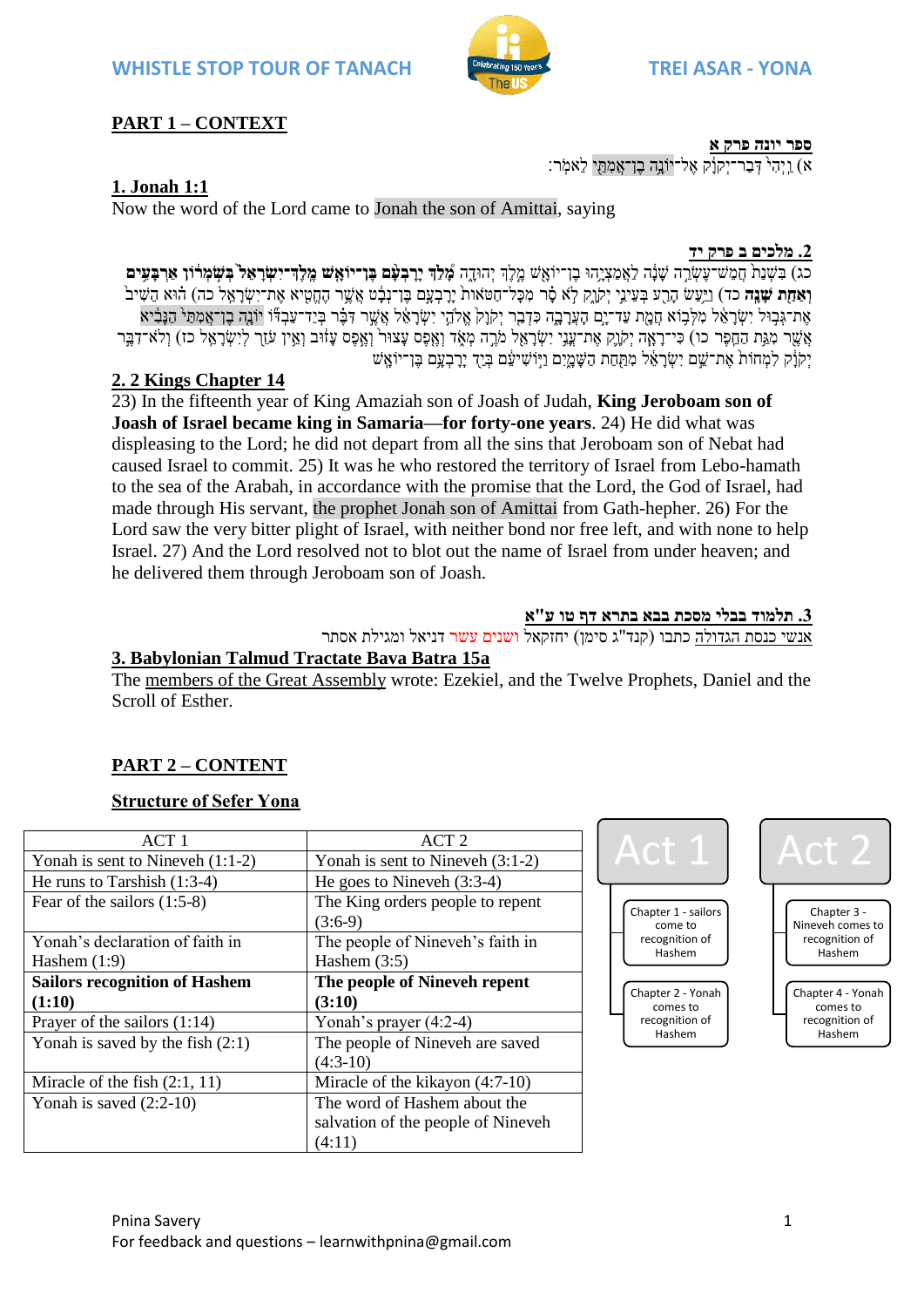WHISTLE STOP TOUR OF TANACH — TREI ASAR - YONA

## PART 1 – CONTEXT

**ספר יונה פרק א**

א) וַיְהִי֙ דְּבַר־יְהֹוָ֔ה אֶל־יוֹנָ֥ה בֶן־אֲמִתַּ֖י לֵאמֹֽר׃

**1. Jonah 1:1**

Now the word of the Lord came to Jonah the son of Amittai, saying

**2. מלכים ב פרק יד**

כג) בִּשְׁנַת֙ חֲמֵשׁ־עֶשְׂרֵ֣ה שָׁנָ֔ה לַאֲמַצְיָ֥הוּ בֶן־יוֹאָ֖שׁ מֶ֣לֶךְ יְהוּדָ֑ה **מָ֠לַךְ יָרָבְעָ֨ם בֶּן־יוֹאָ֤שׁ מֶֽלֶךְ־יִשְׂרָאֵל֙ בְּשֹׁ֣מְר֔וֹן אַרְבָּעִ֥ים וְאַחַ֖ת שָׁנָֽה** כד) וַיַּ֥עַשׂ הָרַ֖ע בְּעֵינֵ֣י יְהֹוָ֑ה לֹ֣א סָ֗ר מִכׇּל־חַטֹּאות֙ יָרׇבְעָ֣ם בֶּן־נְבָ֔ט אֲשֶׁ֥ר הֶחֱטִ֖יא אֶת־יִשְׂרָאֵֽל׃ כה) ה֗וּא הֵשִׁיב֙ אֶת־גְּב֣וּל יִשְׂרָאֵ֔ל מִלְּב֥וֹא חֲמָ֖ת עַד־יָ֣ם הָעֲרָבָ֑ה כִּדְבַ֤ר יְהֹוָה֙ אֱלֹהֵ֣י יִשְׂרָאֵ֔ל אֲשֶׁ֣ר דִּבֶּ֗ר בְּיַד־עַבְדּ֞וֹ יוֹנָ֤ה בֶן־אֲמִתַּי֙ הַנָּבִ֔יא אֲשֶׁ֖ר מִגַּ֥ת הַחֵֽפֶר׃ כו) כִּֽי־רָאָ֧ה יְהֹוָ֛ה אֶת־עֳנִ֥י יִשְׂרָאֵ֖ל מֹרֶ֣ה מְאֹ֑ד וְאֶ֤פֶס עָצוּר֙ וְאֶ֣פֶס עָז֔וּב וְאֵ֥ין עֹזֵ֖ר לְיִשְׂרָאֵֽל׃ כז) וְלֹא־דִבֶּ֣ר יְהֹוָ֔ה לִמְחוֹת֙ אֶת־שֵׁ֣ם יִשְׂרָאֵ֔ל מִתַּ֖חַת הַשָּׁמָ֑יִם וַיּ֣וֹשִׁיעֵ֔ם בְּיַ֖ד יָרׇבְעָ֥ם בֶּן־יוֹאָֽשׁ׃

**2. 2 Kings Chapter 14**

23) In the fifteenth year of King Amaziah son of Joash of Judah, **King Jeroboam son of Joash of Israel became king in Samaria—for forty-one years**. 24) He did what was displeasing to the Lord; he did not depart from all the sins that Jeroboam son of Nebat had caused Israel to commit. 25) It was he who restored the territory of Israel from Lebo-hamath to the sea of the Arabah, in accordance with the promise that the Lord, the God of Israel, had made through His servant, the prophet Jonah son of Amittai from Gath-hepher. 26) For the Lord saw the very bitter plight of Israel, with neither bond nor free left, and with none to help Israel. 27) And the Lord resolved not to blot out the name of Israel from under heaven; and he delivered them through Jeroboam son of Joash.

**3. תלמוד בבלי מסכת בבא בתרא דף טו ע"א**

אנשי כנסת הגדולה כתבו (קנד"ג סימן) יחזקאל ושנים עשר דניאל ומגילת אסתר

**3. Babylonian Talmud Tractate Bava Batra 15a**

The members of the Great Assembly wrote: Ezekiel, and the Twelve Prophets, Daniel and the Scroll of Esther.

## PART 2 – CONTENT

### Structure of Sefer Yona

| ACT 1 | ACT 2 |
|---|---|
| Yonah is sent to Nineveh (1:1-2) | Yonah is sent to Nineveh (3:1-2) |
| He runs to Tarshish (1:3-4) | He goes to Nineveh (3:3-4) |
| Fear of the sailors (1:5-8) | The King orders people to repent (3:6-9) |
| Yonah's declaration of faith in Hashem (1:9) | The people of Nineveh's faith in Hashem (3:5) |
| **Sailors recognition of Hashem (1:10)** | **The people of Nineveh repent (3:10)** |
| Prayer of the sailors (1:14) | Yonah's prayer (4:2-4) |
| Yonah is saved by the fish (2:1) | The people of Nineveh are saved (4:3-10) |
| Miracle of the fish (2:1, 11) | Miracle of the kikayon (4:7-10) |
| Yonah is saved (2:2-10) | The word of Hashem about the salvation of the people of Nineveh (4:11) |

| Act 1 | Act 2 |
|---|---|
| Chapter 1 - sailors come to recognition of Hashem | Chapter 3 - Nineveh comes to recognition of Hashem |
| Chapter 2 - Yonah comes to recognition of Hashem | Chapter 4 - Yonah comes to recognition of Hashem |

Pnina Savery
For feedback and questions – learnwithpnina@gmail.com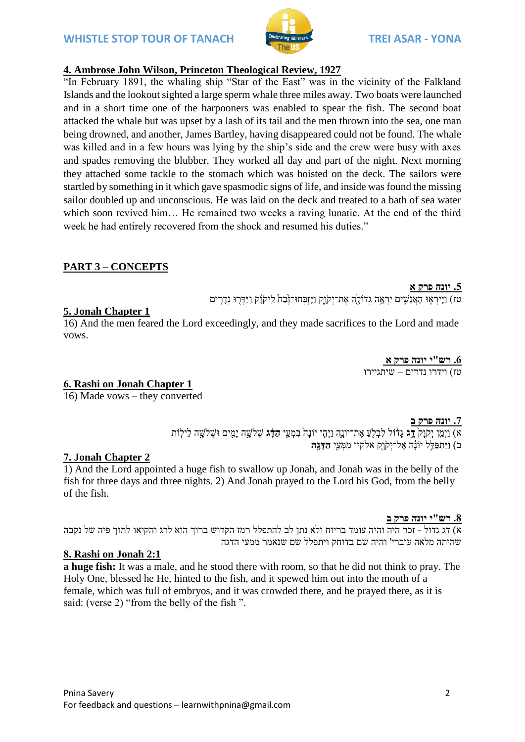## 4. Ambrose John Wilson, Princeton Theological Review, 1927

"In February 1891, the whaling ship "Star of the East" was in the vicinity of the Falkland Islands and the lookout sighted a large sperm whale three miles away. Two boats were launched and in a short time one of the harpooners was enabled to spear the fish. The second boat attacked the whale but was upset by a lash of its tail and the men thrown into the sea, one man being drowned, and another, James Bartley, having disappeared could not be found. The whale was killed and in a few hours was lying by the ship's side and the crew were busy with axes and spades removing the blubber. They worked all day and part of the night. Next morning they attached some tackle to the stomach which was hoisted on the deck. The sailors were startled by something in it which gave spasmodic signs of life, and inside was found the missing sailor doubled up and unconscious. He was laid on the deck and treated to a bath of sea water which soon revived him… He remained two weeks a raving lunatic. At the end of the third week he had entirely recovered from the shock and resumed his duties."

## PART 3 – CONCEPTS

### 5. יונה פרק א

טז) וַיִּירְאוּ הָאֲנָשִׁים יִרְאָה גְדוֹלָה אֶת־יְקֹוָק וַיִּזְבְּחוּ־זֶבַח לַיקֹוָק וַיִּדְּרוּ נְדָרִים

### 5. Jonah Chapter 1

16) And the men feared the Lord exceedingly, and they made sacrifices to the Lord and made vows.

### 6. רש"י יונה פרק א

טז) וידרו נדרים – שיתגיירו

### 6. Rashi on Jonah Chapter 1

16) Made vows – they converted

### 7. יונה פרק ב

א) וַיְמַן יְקֹוָק **דָּג** גָּדוֹל לִבְלֹעַ אֶת־יוֹנָה וַיְהִי יוֹנָה בִּמְעֵי **הַדָּג** שְׁלֹשָׁה יָמִים וּשְׁלֹשָׁה לֵילוֹת
ב) וַיִּתְפַּלֵּל יוֹנָה אֶל־יְקֹוָק אלקיו מִמְּעֵי **הַדָּגָה**

### 7. Jonah Chapter 2

1) And the Lord appointed a huge fish to swallow up Jonah, and Jonah was in the belly of the fish for three days and three nights. 2) And Jonah prayed to the Lord his God, from the belly of the fish.

### 8. רש"י יונה פרק ב

א) דג גדול - זכר היה והיה עומד בריוח ולא נתן לב להתפלל רמז הקדוש ברוך הוא לדג והקיאו לתוך פיה של נקבה שהיתה מלאה עוברי' והיה שם בדוחק ויתפלל שם שנאמר ממעי הדגה

### 8. Rashi on Jonah 2:1

**a huge fish:** It was a male, and he stood there with room, so that he did not think to pray. The Holy One, blessed he He, hinted to the fish, and it spewed him out into the mouth of a female, which was full of embryos, and it was crowded there, and he prayed there, as it is said: (verse 2) "from the belly of the fish ".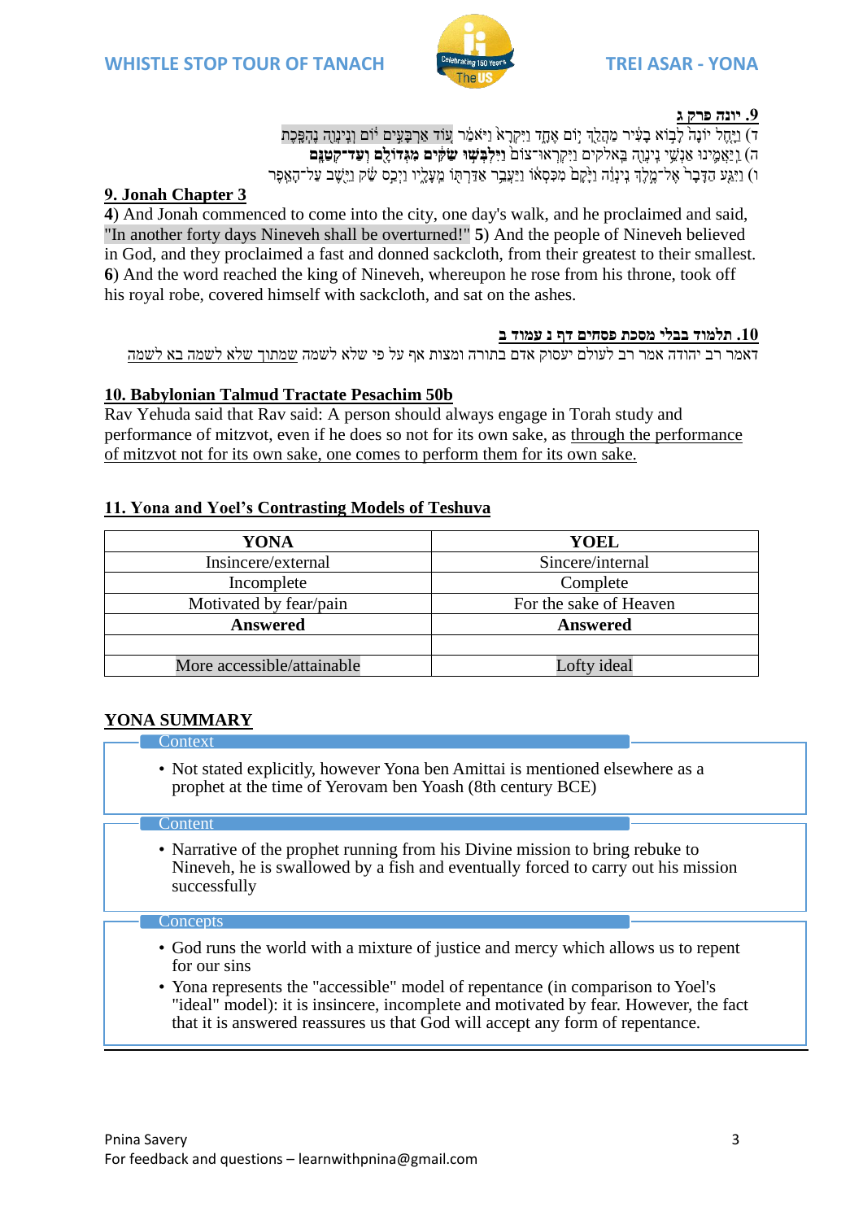**9. יונה פרק ג**

ד) וַיָּחֶל יוֹנָה לָבוֹא בָעִיר מַהֲלַךְ יוֹם אֶחָד וַיִּקְרָא וַיֹּאמַר עוֹד אַרְבָּעִים יוֹם וְנִינְוֵה נֶהְפָּכֶת
ה) וַיַּאֲמִינוּ אַנְשֵׁי נִינְוֵה בֵּאלֹהִים וַיִּקְרְאוּ־צוֹם **וַיִּלְבְּשׁוּ שַׂקִּים מִגְּדוֹלָם וְעַד־קְטַנָּם**
ו) וַיִּגַּע הַדָּבָר אֶל־מֶלֶךְ נִינְוֵה וַיָּקָם מִכִּסְאוֹ וַיַּעֲבֵר אַדַּרְתּוֹ מֵעָלָיו וַיְכַס שַׂק וַיֵּשֶׁב עַל־הָאֵפֶר

**9. Jonah Chapter 3**

**4**) And Jonah commenced to come into the city, one day's walk, and he proclaimed and said, "In another forty days Nineveh shall be overturned!" **5**) And the people of Nineveh believed in God, and they proclaimed a fast and donned sackcloth, from their greatest to their smallest. **6**) And the word reached the king of Nineveh, whereupon he rose from his throne, took off his royal robe, covered himself with sackcloth, and sat on the ashes.

**10. תלמוד בבלי מסכת פסחים דף נ עמוד ב**

דאמר רב יהודה אמר רב לעולם יעסוק אדם בתורה ומצות אף על פי שלא לשמה שמתוך שלא לשמה בא לשמה

**10. Babylonian Talmud Tractate Pesachim 50b**

Rav Yehuda said that Rav said: A person should always engage in Torah study and performance of mitzvot, even if he does so not for its own sake, as through the performance of mitzvot not for its own sake, one comes to perform them for its own sake.

**11. Yona and Yoel's Contrasting Models of Teshuva**

| YONA | YOEL |
|---|---|
| Insincere/external | Sincere/internal |
| Incomplete | Complete |
| Motivated by fear/pain | For the sake of Heaven |
| **Answered** | **Answered** |
| | |
| More accessible/attainable | Lofty ideal |

## YONA SUMMARY

**Context**

- Not stated explicitly, however Yona ben Amittai is mentioned elsewhere as a prophet at the time of Yerovam ben Yoash (8th century BCE)

**Content**

- Narrative of the prophet running from his Divine mission to bring rebuke to Nineveh, he is swallowed by a fish and eventually forced to carry out his mission successfully

**Concepts**

- God runs the world with a mixture of justice and mercy which allows us to repent for our sins
- Yona represents the "accessible" model of repentance (in comparison to Yoel's "ideal" model): it is insincere, incomplete and motivated by fear. However, the fact that it is answered reassures us that God will accept any form of repentance.